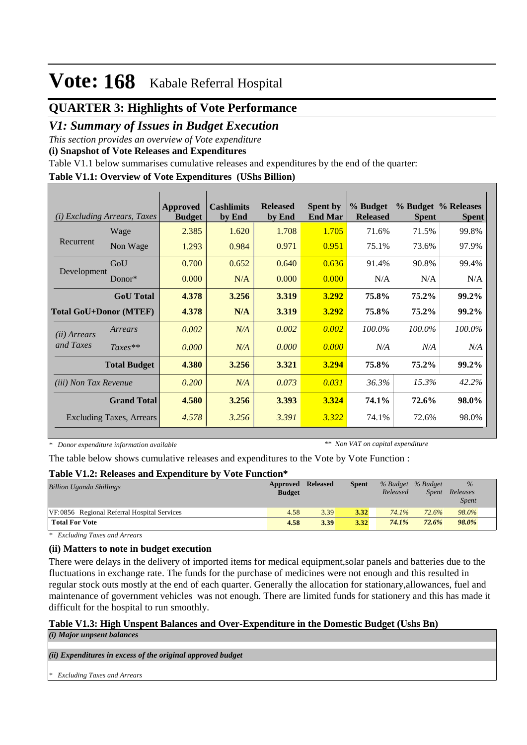# Vote: 168 Kabale Referral Hospital

## QUARTER 3: Highlights of Vote Performance

### *V1: Summary of Issues in Budget Execution*

*This section provides an overview of Vote expenditure*

**(i) Snapshot of Vote Releases and Expenditures**

Table V1.1 below summarises cumulative releases and expenditures by the end of the quarter:

**Table V1.1: Overview of Vote Expenditures (UShs Billion)**

| *(i) Excluding Arrears, Taxes* | | Approved Budget | Cashlimits by End | Released by End | Spent by End Mar | % Budget Released | % Budget Spent | % Releases Spent |
|---|---|---|---|---|---|---|---|---|
| Recurrent | Wage | 2.385 | 1.620 | 1.708 | 1.705 | 71.6% | 71.5% | 99.8% |
| | Non Wage | 1.293 | 0.984 | 0.971 | 0.951 | 75.1% | 73.6% | 97.9% |
| Development | GoU | 0.700 | 0.652 | 0.640 | 0.636 | 91.4% | 90.8% | 99.4% |
| | Donor* | 0.000 | N/A | 0.000 | 0.000 | N/A | N/A | N/A |
| | **GoU Total** | **4.378** | **3.256** | **3.319** | **3.292** | **75.8%** | **75.2%** | **99.2%** |
| **Total GoU+Donor (MTEF)** | | **4.378** | **N/A** | **3.319** | **3.292** | **75.8%** | **75.2%** | **99.2%** |
| *(ii) Arrears and Taxes* | *Arrears* | *0.002* | *N/A* | *0.002* | *0.002* | *100.0%* | *100.0%* | *100.0%* |
| | *Taxes*** | *0.000* | *N/A* | *0.000* | *0.000* | *N/A* | *N/A* | *N/A* |
| | **Total Budget** | **4.380** | **3.256** | **3.321** | **3.294** | **75.8%** | **75.2%** | **99.2%** |
| *(iii) Non Tax Revenue* | | *0.200* | *N/A* | *0.073* | *0.031* | *36.3%* | *15.3%* | *42.2%* |
| | **Grand Total** | **4.580** | **3.256** | **3.393** | **3.324** | **74.1%** | **72.6%** | **98.0%** |
| Excluding Taxes, Arrears | | *4.578* | *3.256* | *3.391* | *3.322* | 74.1% | 72.6% | 98.0% |

*\* Donor expenditure information available* *\*\* Non VAT on capital expenditure*

The table below shows cumulative releases and expenditures to the Vote by Vote Function :

**Table V1.2: Releases and Expenditure by Vote Function***

| *Billion Uganda Shillings* | Approved Budget | Released | Spent | *% Budget Released* | *% Budget Spent* | *% Releases Spent* |
|---|---|---|---|---|---|---|
| VF:0856 Regional Referral Hospital Services | 4.58 | 3.39 | 3.32 | *74.1%* | *72.6%* | *98.0%* |
| **Total For Vote** | **4.58** | **3.39** | **3.32** | ***74.1%*** | ***72.6%*** | ***98.0%*** |

*\* Excluding Taxes and Arrears*

**(ii) Matters to note in budget execution**

There were delays in the delivery of imported items for medical equipment,solar panels and batteries due to the fluctuations in exchange rate. The funds for the purchase of medicines were not enough and this resulted in regular stock outs mostly at the end of each quarter. Generally the allocation for stationary,allowances, fuel and maintenance of government vehicles was not enough. There are limited funds for stationery and this has made it difficult for the hospital to run smoothly.

**Table V1.3: High Unspent Balances and Over-Expenditure in the Domestic Budget (Ushs Bn)**

***(i) Major unpsent balances***

***(ii) Expenditures in excess of the original approved budget***

*\* Excluding Taxes and Arrears*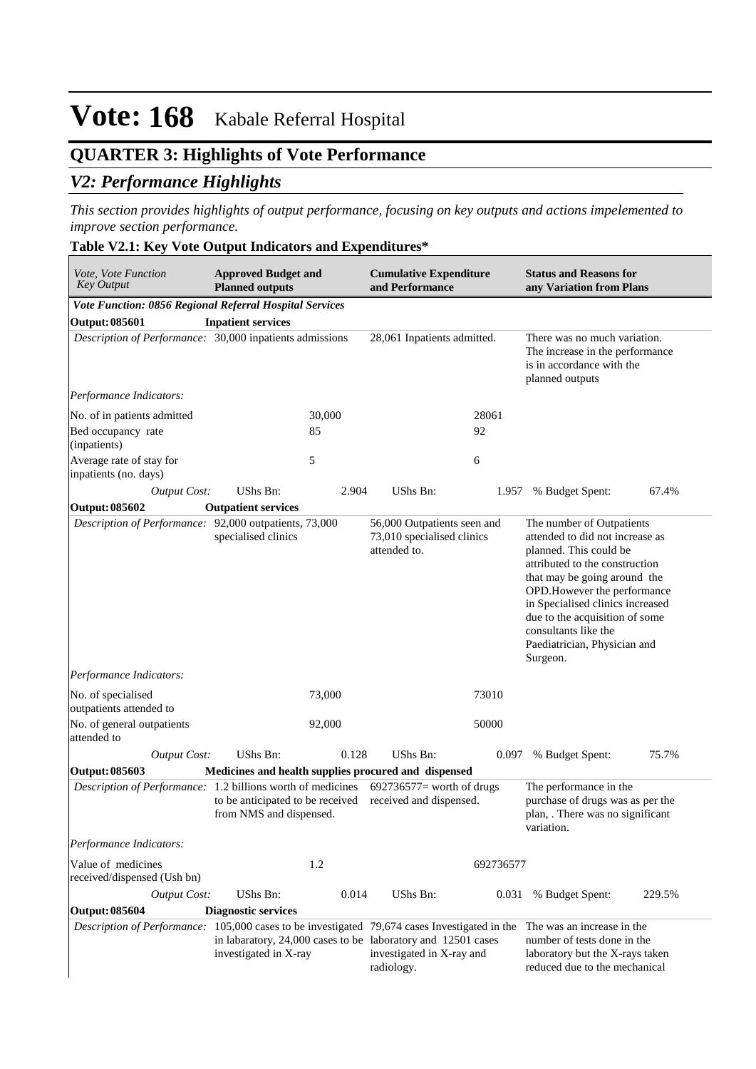# Vote: 168 Kabale Referral Hospital

## QUARTER 3: Highlights of Vote Performance

### *V2: Performance Highlights*

*This section provides highlights of output performance, focusing on key outputs and actions impelemented to improve section performance.*

**Table V2.1: Key Vote Output Indicators and Expenditures***

| *Vote, Vote Function Key Output* | **Approved Budget and Planned outputs** | | **Cumulative Expenditure and Performance** | | **Status and Reasons for any Variation from Plans** | |
|---|---|---|---|---|---|---|
| ***Vote Function: 0856 Regional Referral Hospital Services*** | | | | | | |
| **Output: 085601** | **Inpatient services** | | | | | |
| *Description of Performance:* | 30,000 inpatients admissions | | 28,061 Inpatients admitted. | | There was no much variation. The increase in the performance is in accordance with the planned outputs | |
| *Performance Indicators:* | | | | | | |
| No. of in patients admitted | | 30,000 | | 28061 | | |
| Bed occupancy rate (inpatients) | | 85 | | 92 | | |
| Average rate of stay for inpatients (no. days) | | 5 | | 6 | | |
| *Output Cost:* | UShs Bn: | 2.904 | UShs Bn: | 1.957 | % Budget Spent: | 67.4% |
| **Output: 085602** | **Outpatient services** | | | | | |
| *Description of Performance:* | 92,000 outpatients, 73,000 specialised clinics | | 56,000 Outpatients seen and 73,010 specialised clinics attended to. | | The number of Outpatients attended to did not increase as planned. This could be attributed to the construction that may be going around the OPD.However the performance in Specialised clinics increased due to the acquisition of some consultants like the Paediatrician, Physician and Surgeon. | |
| *Performance Indicators:* | | | | | | |
| No. of specialised outpatients attended to | | 73,000 | | 73010 | | |
| No. of general outpatients attended to | | 92,000 | | 50000 | | |
| *Output Cost:* | UShs Bn: | 0.128 | UShs Bn: | 0.097 | % Budget Spent: | 75.7% |
| **Output: 085603** | **Medicines and health supplies procured and dispensed** | | | | | |
| *Description of Performance:* | 1.2 billions worth of medicines to be anticipated to be received from NMS and dispensed. | | 692736577= worth of drugs received and dispensed. | | The performance in the purchase of drugs was as per the plan, . There was no significant variation. | |
| *Performance Indicators:* | | | | | | |
| Value of medicines received/dispensed (Ush bn) | | 1.2 | | 692736577 | | |
| *Output Cost:* | UShs Bn: | 0.014 | UShs Bn: | 0.031 | % Budget Spent: | 229.5% |
| **Output: 085604** | **Diagnostic services** | | | | | |
| *Description of Performance:* | 105,000 cases to be investigated in labaratory, 24,000 cases to be investigated in X-ray | | 79,674 cases Investigated in the laboratory and 12501 cases investigated in X-ray and radiology. | | The was an increase in the number of tests done in the laboratory but the X-rays taken reduced due to the mechanical | |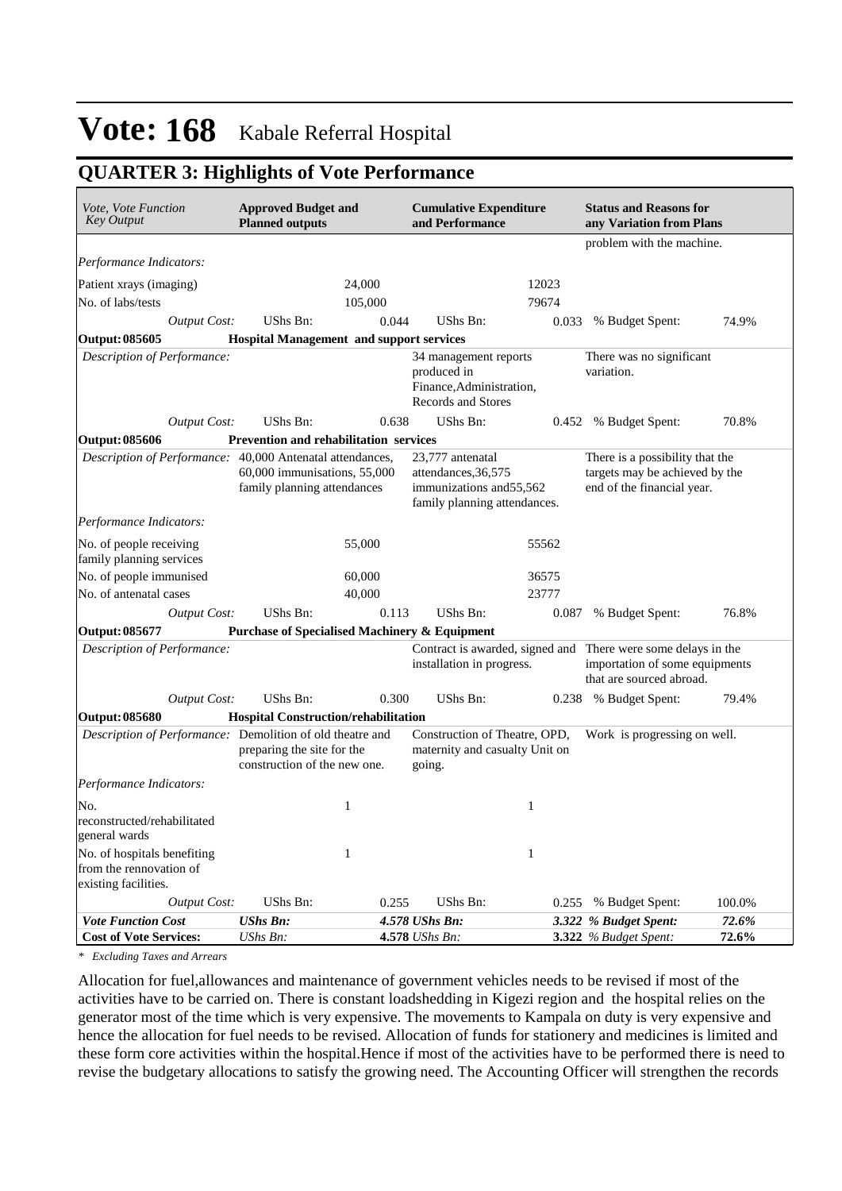# Vote: 168 Kabale Referral Hospital

## QUARTER 3: Highlights of Vote Performance

| *Vote, Vote Function Key Output* | **Approved Budget and Planned outputs** | | **Cumulative Expenditure and Performance** | | **Status and Reasons for any Variation from Plans** | |
|---|---|---|---|---|---|---|
| | | | | | problem with the machine. | |
| *Performance Indicators:* | | | | | | |
| Patient xrays (imaging) | | 24,000 | | 12023 | | |
| No. of labs/tests | | 105,000 | | 79674 | | |
| *Output Cost:* | UShs Bn: | 0.044 | UShs Bn: | 0.033 | % Budget Spent: | 74.9% |
| **Output: 085605** | **Hospital Management and support services** | | | | | |
| *Description of Performance:* | | | 34 management reports produced in Finance,Administration, Records and Stores | | There was no significant variation. | |
| *Output Cost:* | UShs Bn: | 0.638 | UShs Bn: | 0.452 | % Budget Spent: | 70.8% |
| **Output: 085606** | **Prevention and rehabilitation services** | | | | | |
| *Description of Performance:* | 40,000 Antenatal attendances, 60,000 immunisations, 55,000 family planning attendances | | 23,777 antenatal attendances,36,575 immunizations and55,562 family planning attendances. | | There is a possibility that the targets may be achieved by the end of the financial year. | |
| *Performance Indicators:* | | | | | | |
| No. of people receiving family planning services | | 55,000 | | 55562 | | |
| No. of people immunised | | 60,000 | | 36575 | | |
| No. of antenatal cases | | 40,000 | | 23777 | | |
| *Output Cost:* | UShs Bn: | 0.113 | UShs Bn: | 0.087 | % Budget Spent: | 76.8% |
| **Output: 085677** | **Purchase of Specialised Machinery & Equipment** | | | | | |
| *Description of Performance:* | | | Contract is awarded, signed and installation in progress. | | There were some delays in the importation of some equipments that are sourced abroad. | |
| *Output Cost:* | UShs Bn: | 0.300 | UShs Bn: | 0.238 | % Budget Spent: | 79.4% |
| **Output: 085680** | **Hospital Construction/rehabilitation** | | | | | |
| *Description of Performance:* | Demolition of old theatre and preparing the site for the construction of the new one. | | Construction of Theatre, OPD, maternity and casualty Unit on going. | | Work is progressing on well. | |
| *Performance Indicators:* | | | | | | |
| No. reconstructed/rehabilitated general wards | | 1 | | 1 | | |
| No. of hospitals benefiting from the rennovation of existing facilities. | | 1 | | 1 | | |
| *Output Cost:* | UShs Bn: | 0.255 | UShs Bn: | 0.255 | % Budget Spent: | 100.0% |
| ***Vote Function Cost*** | ***UShs Bn:*** | | ***4.578 UShs Bn:*** | ***3.322*** | ***% Budget Spent:*** | ***72.6%*** |
| **Cost of Vote Services:** | *UShs Bn:* | | **4.578** *UShs Bn:* | **3.322** | *% Budget Spent:* | **72.6%** |

*\* Excluding Taxes and Arrears*

Allocation for fuel,allowances and maintenance of government vehicles needs to be revised if most of the activities have to be carried on. There is constant loadshedding in Kigezi region and the hospital relies on the generator most of the time which is very expensive. The movements to Kampala on duty is very expensive and hence the allocation for fuel needs to be revised. Allocation of funds for stationery and medicines is limited and these form core activities within the hospital.Hence if most of the activities have to be performed there is need to revise the budgetary allocations to satisfy the growing need. The Accounting Officer will strengthen the records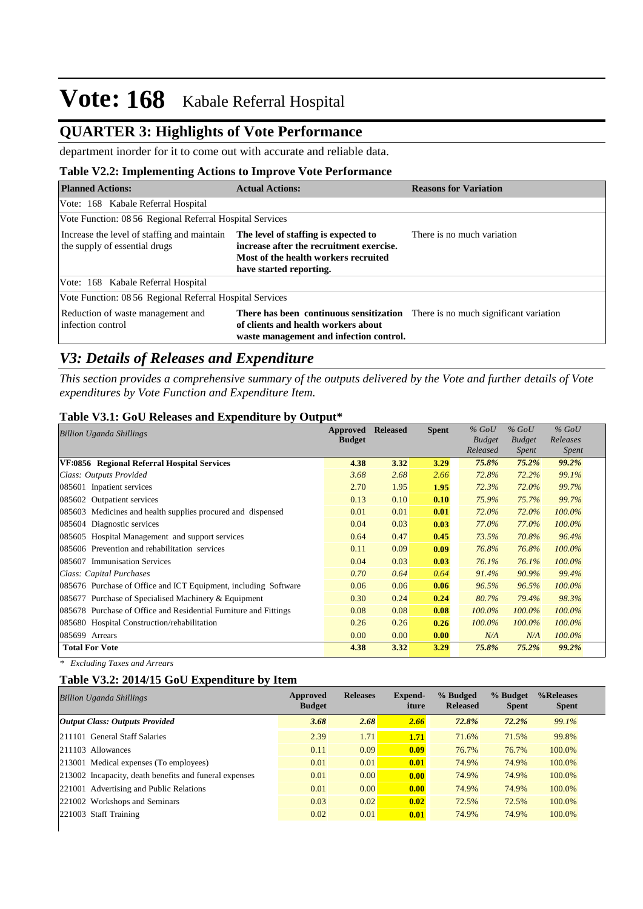# Vote: 168 Kabale Referral Hospital

## QUARTER 3: Highlights of Vote Performance

department inorder for it to come out with accurate and reliable data.

### Table V2.2: Implementing Actions to Improve Vote Performance

| Planned Actions: | Actual Actions: | Reasons for Variation |
|---|---|---|
| Vote: 168 Kabale Referral Hospital | | |
| Vote Function: 08 56 Regional Referral Hospital Services | | |
| Increase the level of staffing and maintain the supply of essential drugs | **The level of staffing is expected to increase after the recruitment exercise. Most of the health workers recruited have started reporting.** | There is no much variation |
| Vote: 168 Kabale Referral Hospital | | |
| Vote Function: 08 56 Regional Referral Hospital Services | | |
| Reduction of waste management and infection control | **There has been continuous sensitization of clients and health workers about waste management and infection control.** | There is no much significant variation |

## *V3: Details of Releases and Expenditure*

*This section provides a comprehensive summary of the outputs delivered by the Vote and further details of Vote expenditures by Vote Function and Expenditure Item.*

### Table V3.1: GoU Releases and Expenditure by Output*

| *Billion Uganda Shillings* | Approved Budget | Released | Spent | *% GoU Budget Released* | *% GoU Budget Spent* | *% GoU Releases Spent* |
|---|---|---|---|---|---|---|
| **VF:0856 Regional Referral Hospital Services** | **4.38** | **3.32** | **3.29** | ***75.8%*** | ***75.2%*** | ***99.2%*** |
| *Class: Outputs Provided* | *3.68* | *2.68* | *2.66* | *72.8%* | *72.2%* | *99.1%* |
| 085601 Inpatient services | 2.70 | 1.95 | **1.95** | *72.3%* | *72.0%* | *99.7%* |
| 085602 Outpatient services | 0.13 | 0.10 | **0.10** | *75.9%* | *75.7%* | *99.7%* |
| 085603 Medicines and health supplies procured and dispensed | 0.01 | 0.01 | **0.01** | *72.0%* | *72.0%* | *100.0%* |
| 085604 Diagnostic services | 0.04 | 0.03 | **0.03** | *77.0%* | *77.0%* | *100.0%* |
| 085605 Hospital Management and support services | 0.64 | 0.47 | **0.45** | *73.5%* | *70.8%* | *96.4%* |
| 085606 Prevention and rehabilitation services | 0.11 | 0.09 | **0.09** | *76.8%* | *76.8%* | *100.0%* |
| 085607 Immunisation Services | 0.04 | 0.03 | **0.03** | *76.1%* | *76.1%* | *100.0%* |
| *Class: Capital Purchases* | *0.70* | *0.64* | *0.64* | *91.4%* | *90.9%* | *99.4%* |
| 085676 Purchase of Office and ICT Equipment, including Software | 0.06 | 0.06 | **0.06** | *96.5%* | *96.5%* | *100.0%* |
| 085677 Purchase of Specialised Machinery & Equipment | 0.30 | 0.24 | **0.24** | *80.7%* | *79.4%* | *98.3%* |
| 085678 Purchase of Office and Residential Furniture and Fittings | 0.08 | 0.08 | **0.08** | *100.0%* | *100.0%* | *100.0%* |
| 085680 Hospital Construction/rehabilitation | 0.26 | 0.26 | **0.26** | *100.0%* | *100.0%* | *100.0%* |
| 085699 Arrears | 0.00 | 0.00 | **0.00** | *N/A* | *N/A* | *100.0%* |
| **Total For Vote** | **4.38** | **3.32** | **3.29** | ***75.8%*** | ***75.2%*** | ***99.2%*** |

*\* Excluding Taxes and Arrears*

### Table V3.2: 2014/15 GoU Expenditure by Item

| *Billion Uganda Shillings* | Approved Budget | Releases | Expend-iture | % Budgeted Released | % Budget Spent | %Releases Spent |
|---|---|---|---|---|---|---|
| ***Output Class: Outputs Provided*** | ***3.68*** | ***2.68*** | ***2.66*** | ***72.8%*** | ***72.2%*** | *99.1%* |
| 211101 General Staff Salaries | 2.39 | 1.71 | **1.71** | 71.6% | 71.5% | 99.8% |
| 211103 Allowances | 0.11 | 0.09 | **0.09** | 76.7% | 76.7% | 100.0% |
| 213001 Medical expenses (To employees) | 0.01 | 0.01 | **0.01** | 74.9% | 74.9% | 100.0% |
| 213002 Incapacity, death benefits and funeral expenses | 0.01 | 0.00 | **0.00** | 74.9% | 74.9% | 100.0% |
| 221001 Advertising and Public Relations | 0.01 | 0.00 | **0.00** | 74.9% | 74.9% | 100.0% |
| 221002 Workshops and Seminars | 0.03 | 0.02 | **0.02** | 72.5% | 72.5% | 100.0% |
| 221003 Staff Training | 0.02 | 0.01 | **0.01** | 74.9% | 74.9% | 100.0% |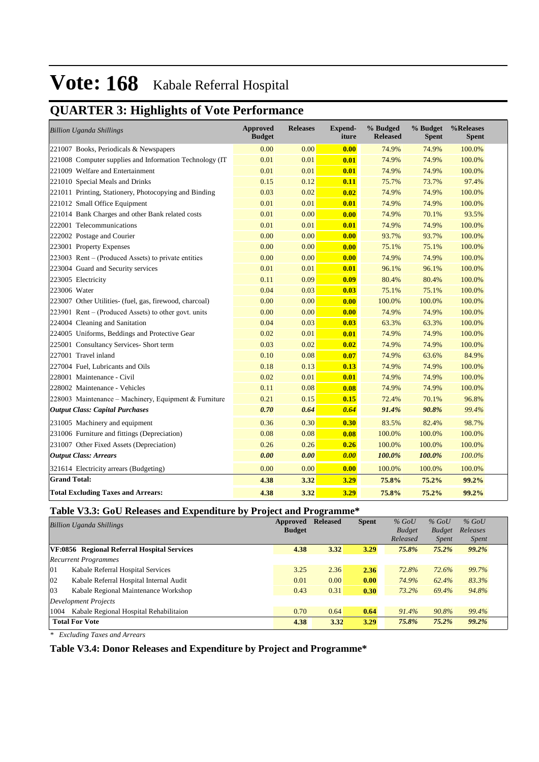# Vote: 168 Kabale Referral Hospital

## QUARTER 3: Highlights of Vote Performance

| *Billion Uganda Shillings* | Approved Budget | Releases | Expend-iture | % Budged Released | % Budget Spent | %Releases Spent |
|---|---|---|---|---|---|---|
| 221007 Books, Periodicals & Newspapers | 0.00 | 0.00 | **0.00** | 74.9% | 74.9% | 100.0% |
| 221008 Computer supplies and Information Technology (IT | 0.01 | 0.01 | **0.01** | 74.9% | 74.9% | 100.0% |
| 221009 Welfare and Entertainment | 0.01 | 0.01 | **0.01** | 74.9% | 74.9% | 100.0% |
| 221010 Special Meals and Drinks | 0.15 | 0.12 | **0.11** | 75.7% | 73.7% | 97.4% |
| 221011 Printing, Stationery, Photocopying and Binding | 0.03 | 0.02 | **0.02** | 74.9% | 74.9% | 100.0% |
| 221012 Small Office Equipment | 0.01 | 0.01 | **0.01** | 74.9% | 74.9% | 100.0% |
| 221014 Bank Charges and other Bank related costs | 0.01 | 0.00 | **0.00** | 74.9% | 70.1% | 93.5% |
| 222001 Telecommunications | 0.01 | 0.01 | **0.01** | 74.9% | 74.9% | 100.0% |
| 222002 Postage and Courier | 0.00 | 0.00 | **0.00** | 93.7% | 93.7% | 100.0% |
| 223001 Property Expenses | 0.00 | 0.00 | **0.00** | 75.1% | 75.1% | 100.0% |
| 223003 Rent – (Produced Assets) to private entities | 0.00 | 0.00 | **0.00** | 74.9% | 74.9% | 100.0% |
| 223004 Guard and Security services | 0.01 | 0.01 | **0.01** | 96.1% | 96.1% | 100.0% |
| 223005 Electricity | 0.11 | 0.09 | **0.09** | 80.4% | 80.4% | 100.0% |
| 223006 Water | 0.04 | 0.03 | **0.03** | 75.1% | 75.1% | 100.0% |
| 223007 Other Utilities- (fuel, gas, firewood, charcoal) | 0.00 | 0.00 | **0.00** | 100.0% | 100.0% | 100.0% |
| 223901 Rent – (Produced Assets) to other govt. units | 0.00 | 0.00 | **0.00** | 74.9% | 74.9% | 100.0% |
| 224004 Cleaning and Sanitation | 0.04 | 0.03 | **0.03** | 63.3% | 63.3% | 100.0% |
| 224005 Uniforms, Beddings and Protective Gear | 0.02 | 0.01 | **0.01** | 74.9% | 74.9% | 100.0% |
| 225001 Consultancy Services- Short term | 0.03 | 0.02 | **0.02** | 74.9% | 74.9% | 100.0% |
| 227001 Travel inland | 0.10 | 0.08 | **0.07** | 74.9% | 63.6% | 84.9% |
| 227004 Fuel, Lubricants and Oils | 0.18 | 0.13 | **0.13** | 74.9% | 74.9% | 100.0% |
| 228001 Maintenance - Civil | 0.02 | 0.01 | **0.01** | 74.9% | 74.9% | 100.0% |
| 228002 Maintenance - Vehicles | 0.11 | 0.08 | **0.08** | 74.9% | 74.9% | 100.0% |
| 228003 Maintenance – Machinery, Equipment & Furniture | 0.21 | 0.15 | **0.15** | 72.4% | 70.1% | 96.8% |
| ***Output Class: Capital Purchases*** | ***0.70*** | ***0.64*** | ***0.64*** | ***91.4%*** | ***90.8%*** | *99.4%* |
| 231005 Machinery and equipment | 0.36 | 0.30 | **0.30** | 83.5% | 82.4% | 98.7% |
| 231006 Furniture and fittings (Depreciation) | 0.08 | 0.08 | **0.08** | 100.0% | 100.0% | 100.0% |
| 231007 Other Fixed Assets (Depreciation) | 0.26 | 0.26 | **0.26** | 100.0% | 100.0% | 100.0% |
| ***Output Class: Arrears*** | ***0.00*** | ***0.00*** | ***0.00*** | ***100.0%*** | ***100.0%*** | *100.0%* |
| 321614 Electricity arrears (Budgeting) | 0.00 | 0.00 | **0.00** | 100.0% | 100.0% | 100.0% |
| **Grand Total:** | **4.38** | **3.32** | **3.29** | **75.8%** | **75.2%** | **99.2%** |
| **Total Excluding Taxes and Arrears:** | **4.38** | **3.32** | **3.29** | **75.8%** | **75.2%** | **99.2%** |

### Table V3.3: GoU Releases and Expenditure by Project and Programme*

| *Billion Uganda Shillings* | Approved Budget | Released | Spent | *% GoU Budget Released* | *% GoU Budget Spent* | *% GoU Releases Spent* |
|---|---|---|---|---|---|---|
| **VF:0856 Regional Referral Hospital Services** | **4.38** | **3.32** | **3.29** | ***75.8%*** | ***75.2%*** | ***99.2%*** |
| *Recurrent Programmes* | | | | | | |
| 01 Kabale Referral Hospital Services | 3.25 | 2.36 | **2.36** | *72.8%* | *72.6%* | *99.7%* |
| 02 Kabale Referral Hospital Internal Audit | 0.01 | 0.00 | **0.00** | *74.9%* | *62.4%* | *83.3%* |
| 03 Kabale Regional Maintenance Workshop | 0.43 | 0.31 | **0.30** | *73.2%* | *69.4%* | *94.8%* |
| *Development Projects* | | | | | | |
| 1004 Kabale Regional Hospital Rehabilitaion | 0.70 | 0.64 | **0.64** | *91.4%* | *90.8%* | *99.4%* |
| **Total For Vote** | **4.38** | **3.32** | **3.29** | ***75.8%*** | ***75.2%*** | ***99.2%*** |

*\* Excluding Taxes and Arrears*

### Table V3.4: Donor Releases and Expenditure by Project and Programme*